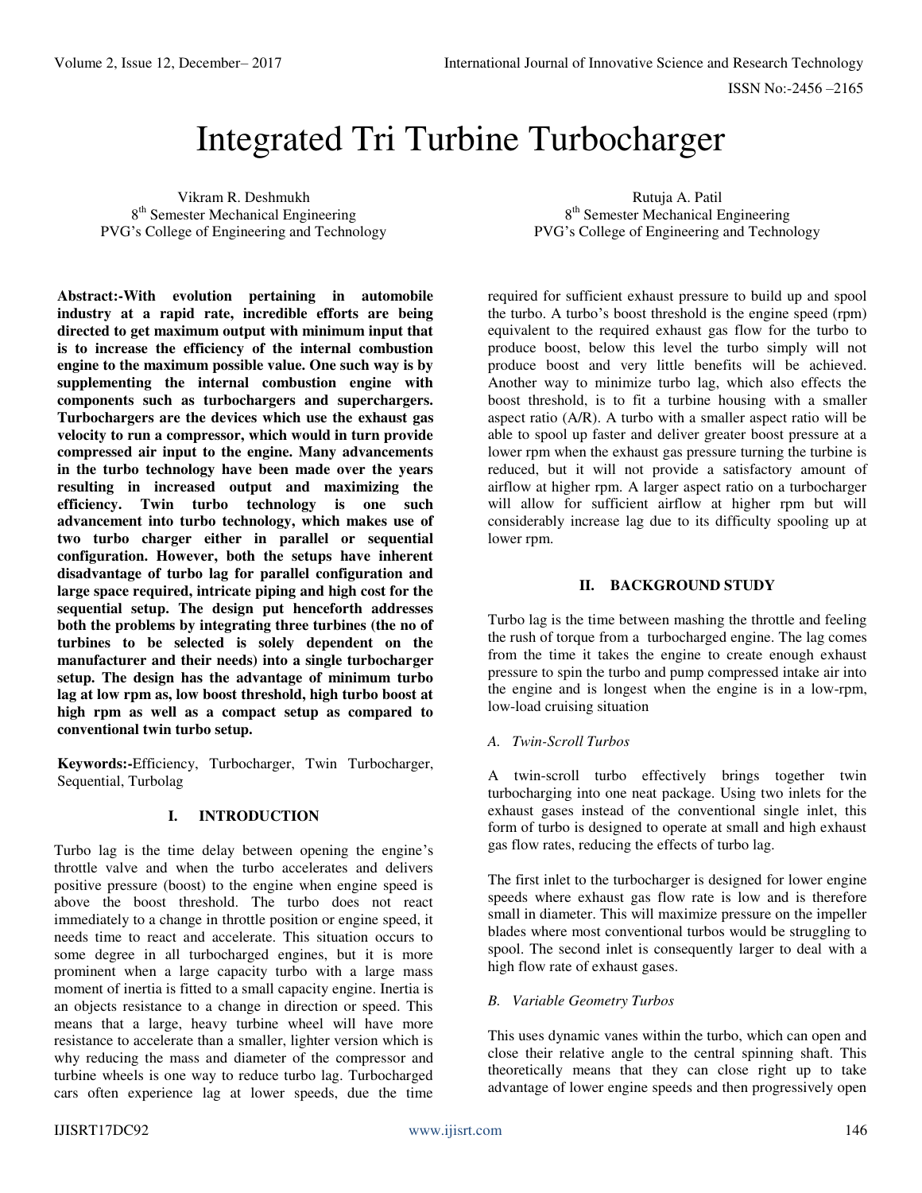# Integrated Tri Turbine Turbocharger

Vikram R. Deshmukh
8th Semester Mechanical Engineering
PVG's College of Engineering and Technology

Rutuja A. Patil
8th Semester Mechanical Engineering
PVG's College of Engineering and Technology

**Abstract:-With evolution pertaining in automobile industry at a rapid rate, incredible efforts are being directed to get maximum output with minimum input that is to increase the efficiency of the internal combustion engine to the maximum possible value. One such way is by supplementing the internal combustion engine with components such as turbochargers and superchargers. Turbochargers are the devices which use the exhaust gas velocity to run a compressor, which would in turn provide compressed air input to the engine. Many advancements in the turbo technology have been made over the years resulting in increased output and maximizing the efficiency. Twin turbo technology is one such advancement into turbo technology, which makes use of two turbo charger either in parallel or sequential configuration. However, both the setups have inherent disadvantage of turbo lag for parallel configuration and large space required, intricate piping and high cost for the sequential setup. The design put henceforth addresses both the problems by integrating three turbines (the no of turbines to be selected is solely dependent on the manufacturer and their needs) into a single turbocharger setup. The design has the advantage of minimum turbo lag at low rpm as, low boost threshold, high turbo boost at high rpm as well as a compact setup as compared to conventional twin turbo setup.**

**Keywords:-**Efficiency, Turbocharger, Twin Turbocharger, Sequential, Turbolag

## I. INTRODUCTION

Turbo lag is the time delay between opening the engine's throttle valve and when the turbo accelerates and delivers positive pressure (boost) to the engine when engine speed is above the boost threshold. The turbo does not react immediately to a change in throttle position or engine speed, it needs time to react and accelerate. This situation occurs to some degree in all turbocharged engines, but it is more prominent when a large capacity turbo with a large mass moment of inertia is fitted to a small capacity engine. Inertia is an objects resistance to a change in direction or speed. This means that a large, heavy turbine wheel will have more resistance to accelerate than a smaller, lighter version which is why reducing the mass and diameter of the compressor and turbine wheels is one way to reduce turbo lag. Turbocharged cars often experience lag at lower speeds, due the time required for sufficient exhaust pressure to build up and spool the turbo. A turbo's boost threshold is the engine speed (rpm) equivalent to the required exhaust gas flow for the turbo to produce boost, below this level the turbo simply will not produce boost and very little benefits will be achieved. Another way to minimize turbo lag, which also effects the boost threshold, is to fit a turbine housing with a smaller aspect ratio (A/R). A turbo with a smaller aspect ratio will be able to spool up faster and deliver greater boost pressure at a lower rpm when the exhaust gas pressure turning the turbine is reduced, but it will not provide a satisfactory amount of airflow at higher rpm. A larger aspect ratio on a turbocharger will allow for sufficient airflow at higher rpm but will considerably increase lag due to its difficulty spooling up at lower rpm.

## II. BACKGROUND STUDY

Turbo lag is the time between mashing the throttle and feeling the rush of torque from a turbocharged engine. The lag comes from the time it takes the engine to create enough exhaust pressure to spin the turbo and pump compressed intake air into the engine and is longest when the engine is in a low-rpm, low-load cruising situation

### *A. Twin-Scroll Turbos*

A twin-scroll turbo effectively brings together twin turbocharging into one neat package. Using two inlets for the exhaust gases instead of the conventional single inlet, this form of turbo is designed to operate at small and high exhaust gas flow rates, reducing the effects of turbo lag.

The first inlet to the turbocharger is designed for lower engine speeds where exhaust gas flow rate is low and is therefore small in diameter. This will maximize pressure on the impeller blades where most conventional turbos would be struggling to spool. The second inlet is consequently larger to deal with a high flow rate of exhaust gases.

### *B. Variable Geometry Turbos*

This uses dynamic vanes within the turbo, which can open and close their relative angle to the central spinning shaft. This theoretically means that they can close right up to take advantage of lower engine speeds and then progressively open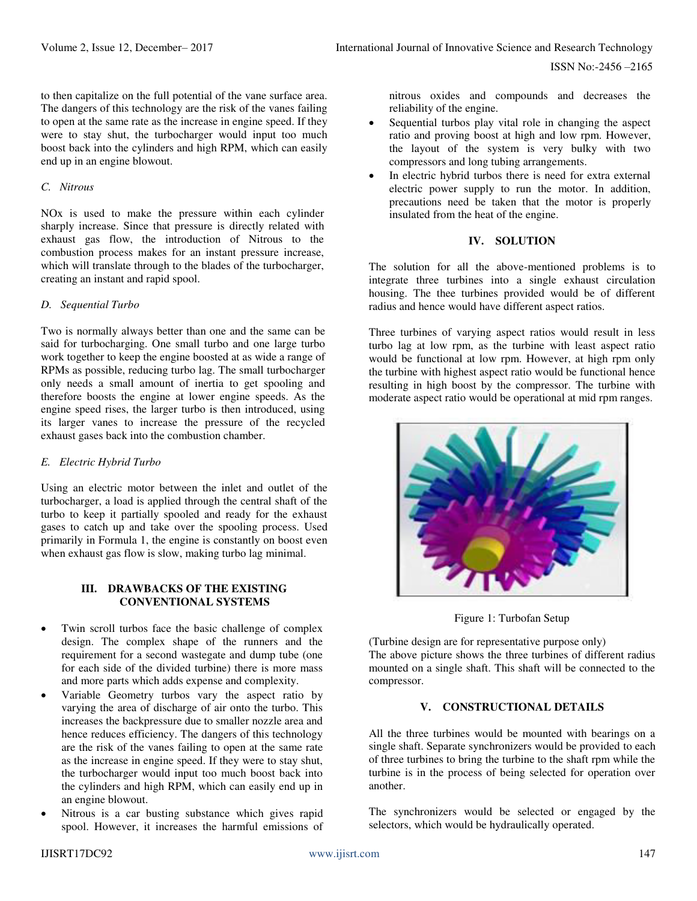to then capitalize on the full potential of the vane surface area. The dangers of this technology are the risk of the vanes failing to open at the same rate as the increase in engine speed. If they were to stay shut, the turbocharger would input too much boost back into the cylinders and high RPM, which can easily end up in an engine blowout.

### *C. Nitrous*

NOx is used to make the pressure within each cylinder sharply increase. Since that pressure is directly related with exhaust gas flow, the introduction of Nitrous to the combustion process makes for an instant pressure increase, which will translate through to the blades of the turbocharger, creating an instant and rapid spool.

### *D. Sequential Turbo*

Two is normally always better than one and the same can be said for turbocharging. One small turbo and one large turbo work together to keep the engine boosted at as wide a range of RPMs as possible, reducing turbo lag. The small turbocharger only needs a small amount of inertia to get spooling and therefore boosts the engine at lower engine speeds. As the engine speed rises, the larger turbo is then introduced, using its larger vanes to increase the pressure of the recycled exhaust gases back into the combustion chamber.

### *E. Electric Hybrid Turbo*

Using an electric motor between the inlet and outlet of the turbocharger, a load is applied through the central shaft of the turbo to keep it partially spooled and ready for the exhaust gases to catch up and take over the spooling process. Used primarily in Formula 1, the engine is constantly on boost even when exhaust gas flow is slow, making turbo lag minimal.

## III. DRAWBACKS OF THE EXISTING CONVENTIONAL SYSTEMS

- Twin scroll turbos face the basic challenge of complex design. The complex shape of the runners and the requirement for a second wastegate and dump tube (one for each side of the divided turbine) there is more mass and more parts which adds expense and complexity.
- Variable Geometry turbos vary the aspect ratio by varying the area of discharge of air onto the turbo. This increases the backpressure due to smaller nozzle area and hence reduces efficiency. The dangers of this technology are the risk of the vanes failing to open at the same rate as the increase in engine speed. If they were to stay shut, the turbocharger would input too much boost back into the cylinders and high RPM, which can easily end up in an engine blowout.
- Nitrous is a car busting substance which gives rapid spool. However, it increases the harmful emissions of nitrous oxides and compounds and decreases the reliability of the engine.
- Sequential turbos play vital role in changing the aspect ratio and proving boost at high and low rpm. However, the layout of the system is very bulky with two compressors and long tubing arrangements.
- In electric hybrid turbos there is need for extra external electric power supply to run the motor. In addition, precautions need be taken that the motor is properly insulated from the heat of the engine.

## IV. SOLUTION

The solution for all the above-mentioned problems is to integrate three turbines into a single exhaust circulation housing. The thee turbines provided would be of different radius and hence would have different aspect ratios.

Three turbines of varying aspect ratios would result in less turbo lag at low rpm, as the turbine with least aspect ratio would be functional at low rpm. However, at high rpm only the turbine with highest aspect ratio would be functional hence resulting in high boost by the compressor. The turbine with moderate aspect ratio would be operational at mid rpm ranges.

Figure 1: Turbofan Setup

(Turbine design are for representative purpose only)
The above picture shows the three turbines of different radius mounted on a single shaft. This shaft will be connected to the compressor.

## V. CONSTRUCTIONAL DETAILS

All the three turbines would be mounted with bearings on a single shaft. Separate synchronizers would be provided to each of three turbines to bring the turbine to the shaft rpm while the turbine is in the process of being selected for operation over another.

The synchronizers would be selected or engaged by the selectors, which would be hydraulically operated.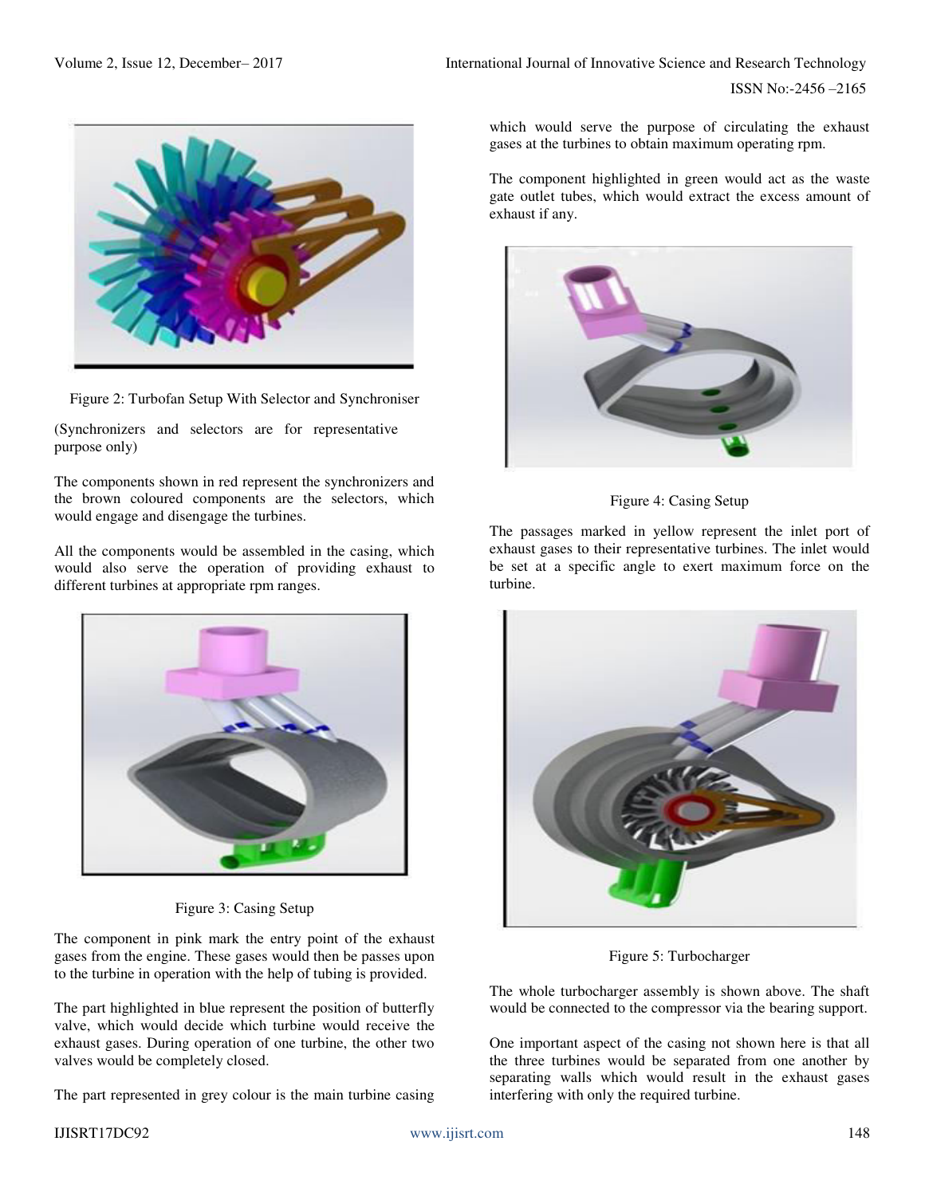Figure 2: Turbofan Setup With Selector and Synchroniser

(Synchronizers and selectors are for representative purpose only)

The components shown in red represent the synchronizers and the brown coloured components are the selectors, which would engage and disengage the turbines.

All the components would be assembled in the casing, which would also serve the operation of providing exhaust to different turbines at appropriate rpm ranges.

Figure 3: Casing Setup

The component in pink mark the entry point of the exhaust gases from the engine. These gases would then be passes upon to the turbine in operation with the help of tubing is provided.

The part highlighted in blue represent the position of butterfly valve, which would decide which turbine would receive the exhaust gases. During operation of one turbine, the other two valves would be completely closed.

The part represented in grey colour is the main turbine casing which would serve the purpose of circulating the exhaust gases at the turbines to obtain maximum operating rpm.

The component highlighted in green would act as the waste gate outlet tubes, which would extract the excess amount of exhaust if any.

Figure 4: Casing Setup

The passages marked in yellow represent the inlet port of exhaust gases to their representative turbines. The inlet would be set at a specific angle to exert maximum force on the turbine.

Figure 5: Turbocharger

The whole turbocharger assembly is shown above. The shaft would be connected to the compressor via the bearing support.

One important aspect of the casing not shown here is that all the three turbines would be separated from one another by separating walls which would result in the exhaust gases interfering with only the required turbine.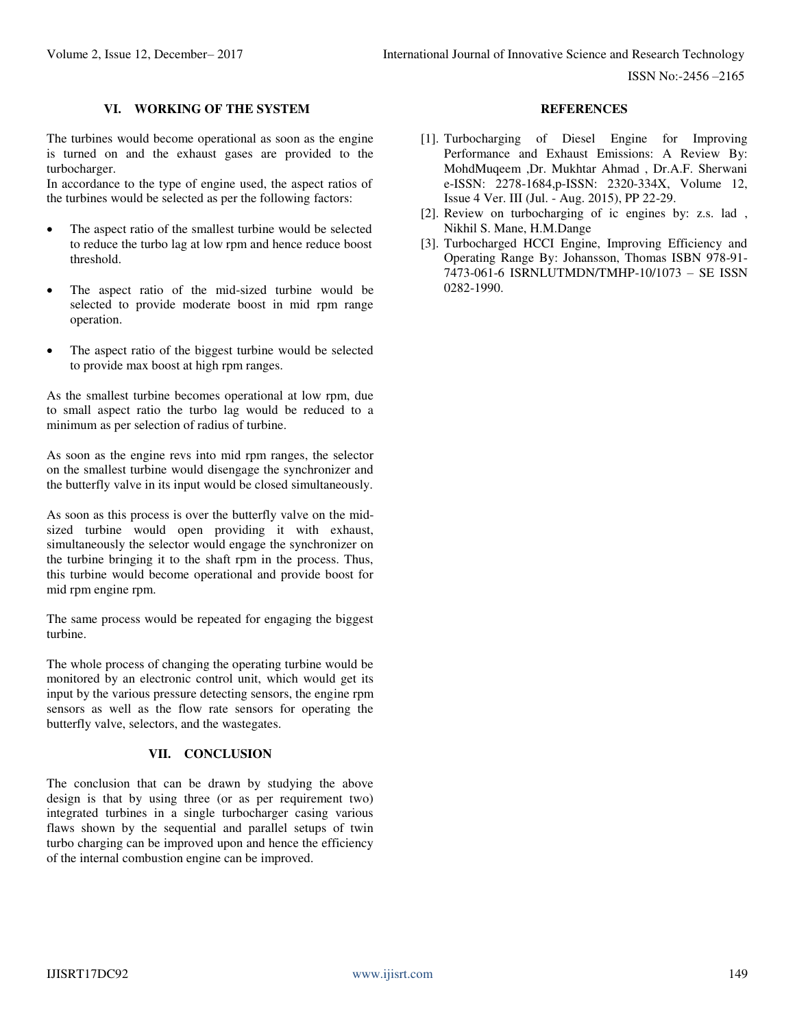## VI. WORKING OF THE SYSTEM

The turbines would become operational as soon as the engine is turned on and the exhaust gases are provided to the turbocharger.

In accordance to the type of engine used, the aspect ratios of the turbines would be selected as per the following factors:

- The aspect ratio of the smallest turbine would be selected to reduce the turbo lag at low rpm and hence reduce boost threshold.
- The aspect ratio of the mid-sized turbine would be selected to provide moderate boost in mid rpm range operation.
- The aspect ratio of the biggest turbine would be selected to provide max boost at high rpm ranges.

As the smallest turbine becomes operational at low rpm, due to small aspect ratio the turbo lag would be reduced to a minimum as per selection of radius of turbine.

As soon as the engine revs into mid rpm ranges, the selector on the smallest turbine would disengage the synchronizer and the butterfly valve in its input would be closed simultaneously.

As soon as this process is over the butterfly valve on the mid-sized turbine would open providing it with exhaust, simultaneously the selector would engage the synchronizer on the turbine bringing it to the shaft rpm in the process. Thus, this turbine would become operational and provide boost for mid rpm engine rpm.

The same process would be repeated for engaging the biggest turbine.

The whole process of changing the operating turbine would be monitored by an electronic control unit, which would get its input by the various pressure detecting sensors, the engine rpm sensors as well as the flow rate sensors for operating the butterfly valve, selectors, and the wastegates.

## VII. CONCLUSION

The conclusion that can be drawn by studying the above design is that by using three (or as per requirement two) integrated turbines in a single turbocharger casing various flaws shown by the sequential and parallel setups of twin turbo charging can be improved upon and hence the efficiency of the internal combustion engine can be improved.

## REFERENCES

[1]. Turbocharging of Diesel Engine for Improving Performance and Exhaust Emissions: A Review By: MohdMuqeem ,Dr. Mukhtar Ahmad , Dr.A.F. Sherwani e-ISSN: 2278-1684,p-ISSN: 2320-334X, Volume 12, Issue 4 Ver. III (Jul. - Aug. 2015), PP 22-29.

[2]. Review on turbocharging of ic engines by: z.s. lad , Nikhil S. Mane, H.M.Dange

[3]. Turbocharged HCCI Engine, Improving Efficiency and Operating Range By: Johansson, Thomas ISBN 978-91-7473-061-6 ISRNLUTMDN/TMHP-10/1073 – SE ISSN 0282-1990.